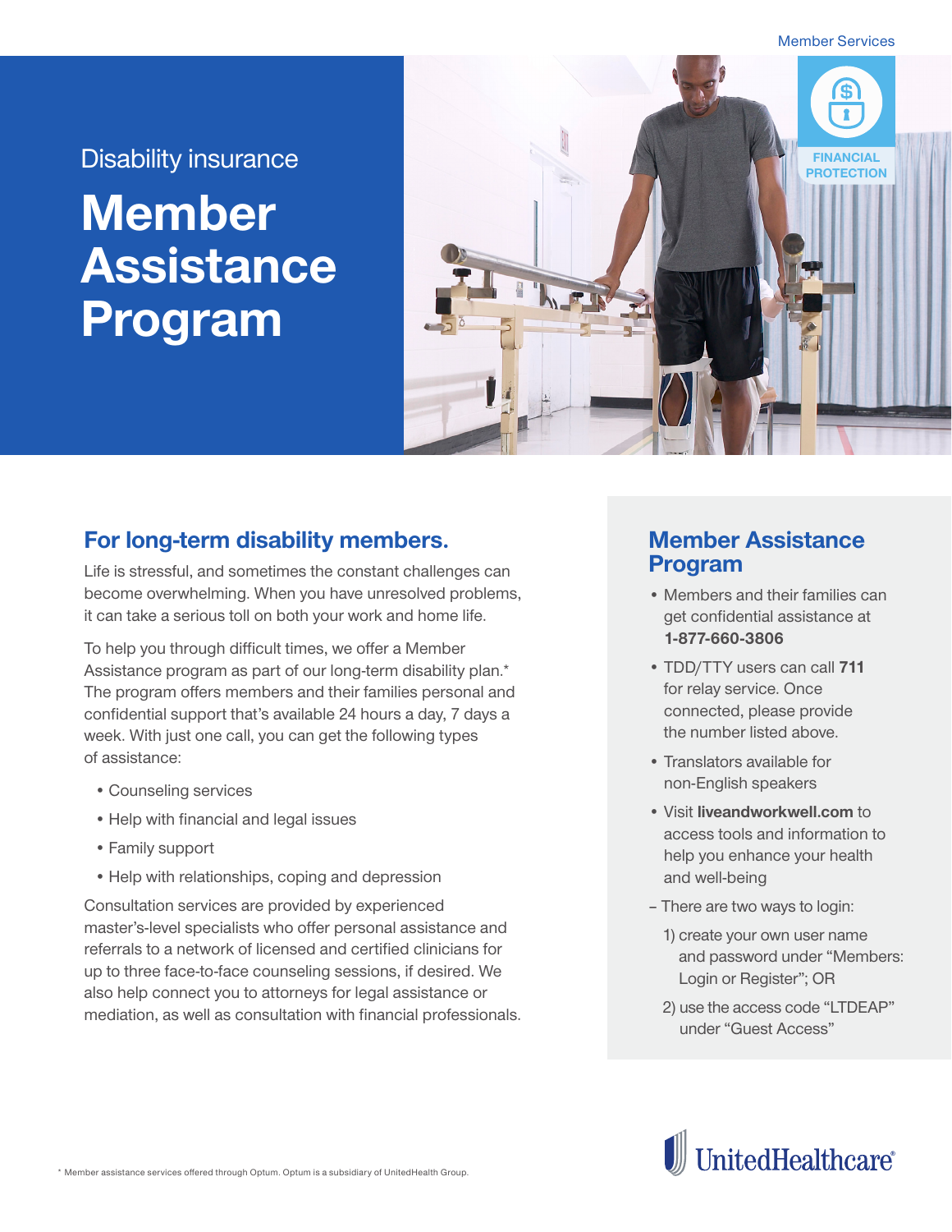Member Services

Disability insurance

# Member Assistance Program

FINANCIAL PROTECTION

## For long-term disability members.

Life is stressful, and sometimes the constant challenges can become overwhelming. When you have unresolved problems, it can take a serious toll on both your work and home life.

To help you through difficult times, we offer a Member Assistance program as part of our long-term disability plan.* The program offers members and their families personal and confidential support that's available 24 hours a day, 7 days a week. With just one call, you can get the following types of assistance:

- Counseling services
- Help with financial and legal issues
- Family support
- Help with relationships, coping and depression

Consultation services are provided by experienced master's-level specialists who offer personal assistance and referrals to a network of licensed and certified clinicians for up to three face-to-face counseling sessions, if desired. We also help connect you to attorneys for legal assistance or mediation, as well as consultation with financial professionals.

## Member Assistance Program

- Members and their families can get confidential assistance at **1-877-660-3806**
- TDD/TTY users can call **711** for relay service. Once connected, please provide the number listed above.
- Translators available for non-English speakers
- Visit **liveandworkwell.com** to access tools and information to help you enhance your health and well-being

– There are two ways to login:

1) create your own user name and password under "Members: Login or Register"; OR

2) use the access code "LTDEAP" under "Guest Access"

UnitedHealthcare®

* Member assistance services offered through Optum. Optum is a subsidiary of UnitedHealth Group.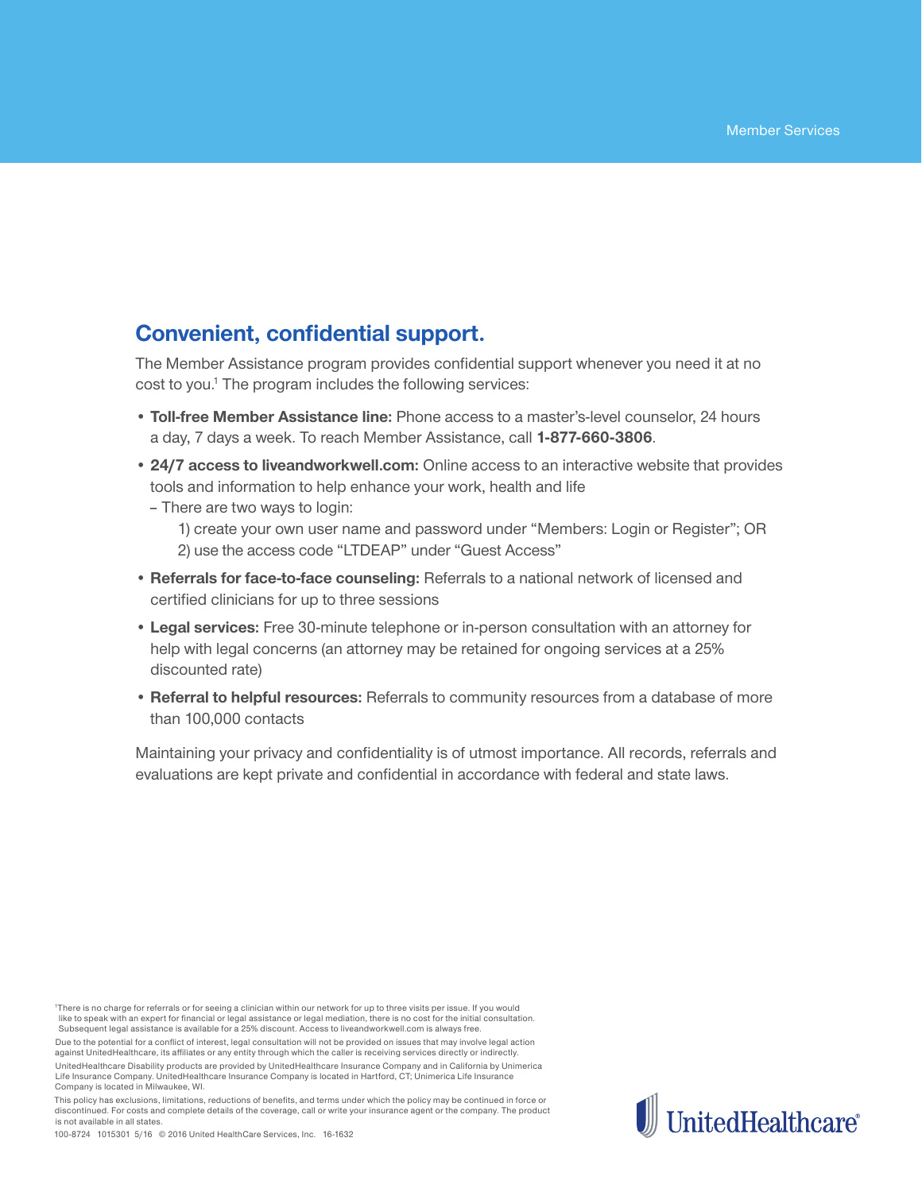## Convenient, confidential support.

The Member Assistance program provides confidential support whenever you need it at no cost to you.[1] The program includes the following services:

- **Toll-free Member Assistance line:** Phone access to a master's-level counselor, 24 hours a day, 7 days a week. To reach Member Assistance, call **1-877-660-3806**.
- **24/7 access to liveandworkwell.com:** Online access to an interactive website that provides tools and information to help enhance your work, health and life
  - There are two ways to login:
    1) create your own user name and password under "Members: Login or Register"; OR
    2) use the access code "LTDEAP" under "Guest Access"
- **Referrals for face-to-face counseling:** Referrals to a national network of licensed and certified clinicians for up to three sessions
- **Legal services:** Free 30-minute telephone or in-person consultation with an attorney for help with legal concerns (an attorney may be retained for ongoing services at a 25% discounted rate)
- **Referral to helpful resources:** Referrals to community resources from a database of more than 100,000 contacts

Maintaining your privacy and confidentiality is of utmost importance. All records, referrals and evaluations are kept private and confidential in accordance with federal and state laws.

[1]There is no charge for referrals or for seeing a clinician within our network for up to three visits per issue. If you would like to speak with an expert for financial or legal assistance or legal mediation, there is no cost for the initial consultation. Subsequent legal assistance is available for a 25% discount. Access to liveandworkwell.com is always free.

Due to the potential for a conflict of interest, legal consultation will not be provided on issues that may involve legal action against UnitedHealthcare, its affiliates or any entity through which the caller is receiving services directly or indirectly.

UnitedHealthcare Disability products are provided by UnitedHealthcare Insurance Company and in California by Unimerica Life Insurance Company. UnitedHealthcare Insurance Company is located in Hartford, CT; Unimerica Life Insurance Company is located in Milwaukee, WI.

This policy has exclusions, limitations, reductions of benefits, and terms under which the policy may be continued in force or discontinued. For costs and complete details of the coverage, call or write your insurance agent or the company. The product is not available in all states.

100-8724 1015301 5/16 © 2016 United HealthCare Services, Inc. 16-1632

UnitedHealthcare®